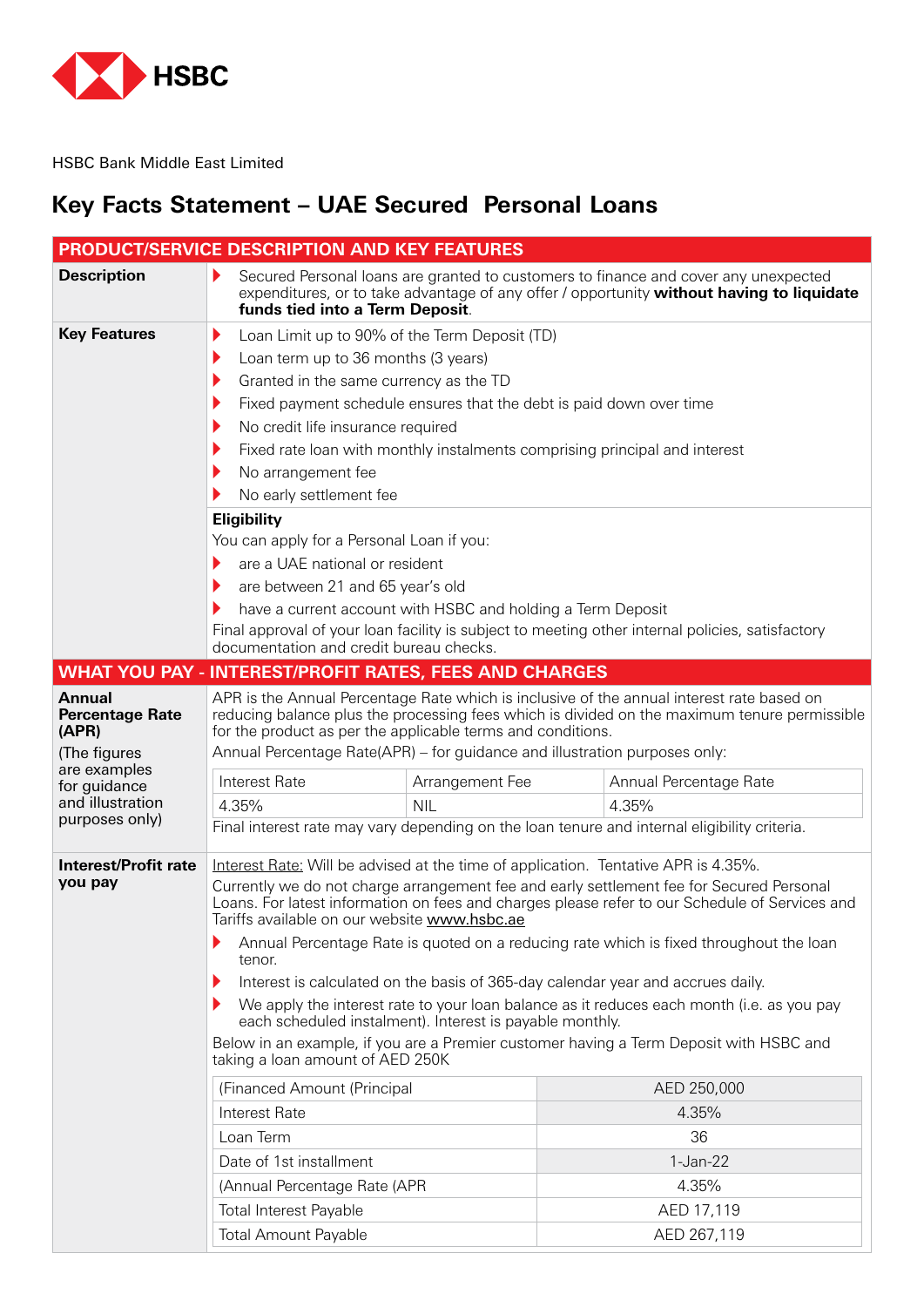HSBC

HSBC Bank Middle East Limited

# Key Facts Statement – UAE Secured Personal Loans

## PRODUCT/SERVICE DESCRIPTION AND KEY FEATURES

**Description**

- Secured Personal loans are granted to customers to finance and cover any unexpected expenditures, or to take advantage of any offer / opportunity **without having to liquidate funds tied into a Term Deposit**.

**Key Features**

- Loan Limit up to 90% of the Term Deposit (TD)
- Loan term up to 36 months (3 years)
- Granted in the same currency as the TD
- Fixed payment schedule ensures that the debt is paid down over time
- No credit life insurance required
- Fixed rate loan with monthly instalments comprising principal and interest
- No arrangement fee
- No early settlement fee

**Eligibility**

You can apply for a Personal Loan if you:

- are a UAE national or resident
- are between 21 and 65 year's old
- have a current account with HSBC and holding a Term Deposit

Final approval of your loan facility is subject to meeting other internal policies, satisfactory documentation and credit bureau checks.

## WHAT YOU PAY - INTEREST/PROFIT RATES, FEES AND CHARGES

**Annual Percentage Rate (APR)**

(The figures are examples for guidance and illustration purposes only)

APR is the Annual Percentage Rate which is inclusive of the annual interest rate based on reducing balance plus the processing fees which is divided on the maximum tenure permissible for the product as per the applicable terms and conditions.

Annual Percentage Rate(APR) – for guidance and illustration purposes only:

| Interest Rate | Arrangement Fee | Annual Percentage Rate |
|---|---|---|
| 4.35% | NIL | 4.35% |

Final interest rate may vary depending on the loan tenure and internal eligibility criteria.

**Interest/Profit rate you pay**

Interest Rate: Will be advised at the time of application. Tentative APR is 4.35%.

Currently we do not charge arrangement fee and early settlement fee for Secured Personal Loans. For latest information on fees and charges please refer to our Schedule of Services and Tariffs available on our website www.hsbc.ae

- Annual Percentage Rate is quoted on a reducing rate which is fixed throughout the loan tenor.
- Interest is calculated on the basis of 365-day calendar year and accrues daily.
- We apply the interest rate to your loan balance as it reduces each month (i.e. as you pay each scheduled instalment). Interest is payable monthly.

Below in an example, if you are a Premier customer having a Term Deposit with HSBC and taking a loan amount of AED 250K

| | |
|---|---|
| (Financed Amount (Principal | AED 250,000 |
| Interest Rate | 4.35% |
| Loan Term | 36 |
| Date of 1st installment | 1-Jan-22 |
| (Annual Percentage Rate (APR | 4.35% |
| Total Interest Payable | AED 17,119 |
| Total Amount Payable | AED 267,119 |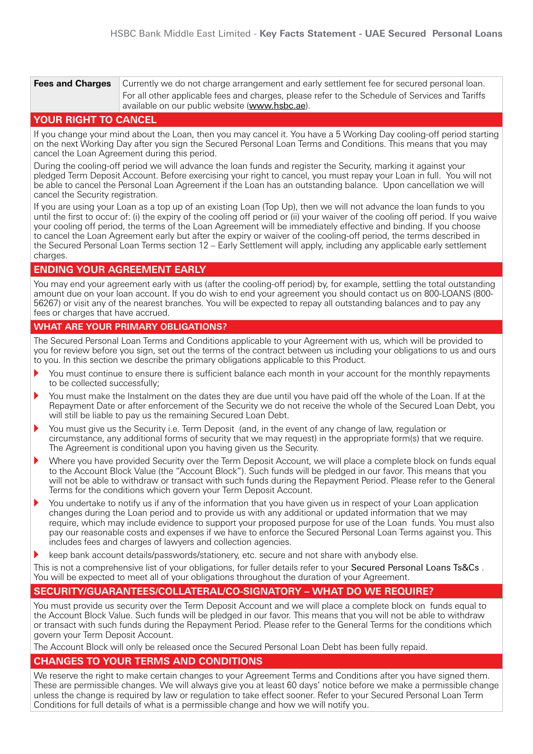| Fees and Charges | Currently we do not charge arrangement and early settlement fee for secured personal loan. For all other applicable fees and charges, please refer to the Schedule of Services and Tariffs available on our public website (www.hsbc.ae). |
|---|---|

## YOUR RIGHT TO CANCEL

If you change your mind about the Loan, then you may cancel it. You have a 5 Working Day cooling-off period starting on the next Working Day after you sign the Secured Personal Loan Terms and Conditions. This means that you may cancel the Loan Agreement during this period.

During the cooling-off period we will advance the loan funds and register the Security, marking it against your pledged Term Deposit Account. Before exercising your right to cancel, you must repay your Loan in full. You will not be able to cancel the Personal Loan Agreement if the Loan has an outstanding balance. Upon cancellation we will cancel the Security registration.

If you are using your Loan as a top up of an existing Loan (Top Up), then we will not advance the loan funds to you until the first to occur of: (i) the expiry of the cooling off period or (ii) your waiver of the cooling off period. If you waive your cooling off period, the terms of the Loan Agreement will be immediately effective and binding. If you choose to cancel the Loan Agreement early but after the expiry or waiver of the cooling-off period, the terms described in the Secured Personal Loan Terms section 12 – Early Settlement will apply, including any applicable early settlement charges.

## ENDING YOUR AGREEMENT EARLY

You may end your agreement early with us (after the cooling-off period) by, for example, settling the total outstanding amount due on your loan account. If you do wish to end your agreement you should contact us on 800-LOANS (800-56267) or visit any of the nearest branches. You will be expected to repay all outstanding balances and to pay any fees or charges that have accrued.

## WHAT ARE YOUR PRIMARY OBLIGATIONS?

The Secured Personal Loan Terms and Conditions applicable to your Agreement with us, which will be provided to you for review before you sign, set out the terms of the contract between us including your obligations to us and ours to you. In this section we describe the primary obligations applicable to this Product.

- You must continue to ensure there is sufficient balance each month in your account for the monthly repayments to be collected successfully;
- You must make the Instalment on the dates they are due until you have paid off the whole of the Loan. If at the Repayment Date or after enforcement of the Security we do not receive the whole of the Secured Loan Debt, you will still be liable to pay us the remaining Secured Loan Debt.
- You must give us the Security i.e. Term Deposit (and, in the event of any change of law, regulation or circumstance, any additional forms of security that we may request) in the appropriate form(s) that we require. The Agreement is conditional upon you having given us the Security.
- Where you have provided Security over the Term Deposit Account, we will place a complete block on funds equal to the Account Block Value (the "Account Block"). Such funds will be pledged in our favor. This means that you will not be able to withdraw or transact with such funds during the Repayment Period. Please refer to the General Terms for the conditions which govern your Term Deposit Account.
- You undertake to notify us if any of the information that you have given us in respect of your Loan application changes during the Loan period and to provide us with any additional or updated information that we may require, which may include evidence to support your proposed purpose for use of the Loan funds. You must also pay our reasonable costs and expenses if we have to enforce the Secured Personal Loan Terms against you. This includes fees and charges of lawyers and collection agencies.
- keep bank account details/passwords/stationery, etc. secure and not share with anybody else.

This is not a comprehensive list of your obligations, for fuller details refer to your Secured Personal Loans Ts&Cs . You will be expected to meet all of your obligations throughout the duration of your Agreement.

## SECURITY/GUARANTEES/COLLATERAL/CO-SIGNATORY – WHAT DO WE REQUIRE?

You must provide us security over the Term Deposit Account and we will place a complete block on funds equal to the Account Block Value. Such funds will be pledged in our favor. This means that you will not be able to withdraw or transact with such funds during the Repayment Period. Please refer to the General Terms for the conditions which govern your Term Deposit Account.

The Account Block will only be released once the Secured Personal Loan Debt has been fully repaid.

## CHANGES TO YOUR TERMS AND CONDITIONS

We reserve the right to make certain changes to your Agreement Terms and Conditions after you have signed them. These are permissible changes. We will always give you at least 60 days' notice before we make a permissible change unless the change is required by law or regulation to take effect sooner. Refer to your Secured Personal Loan Term Conditions for full details of what is a permissible change and how we will notify you.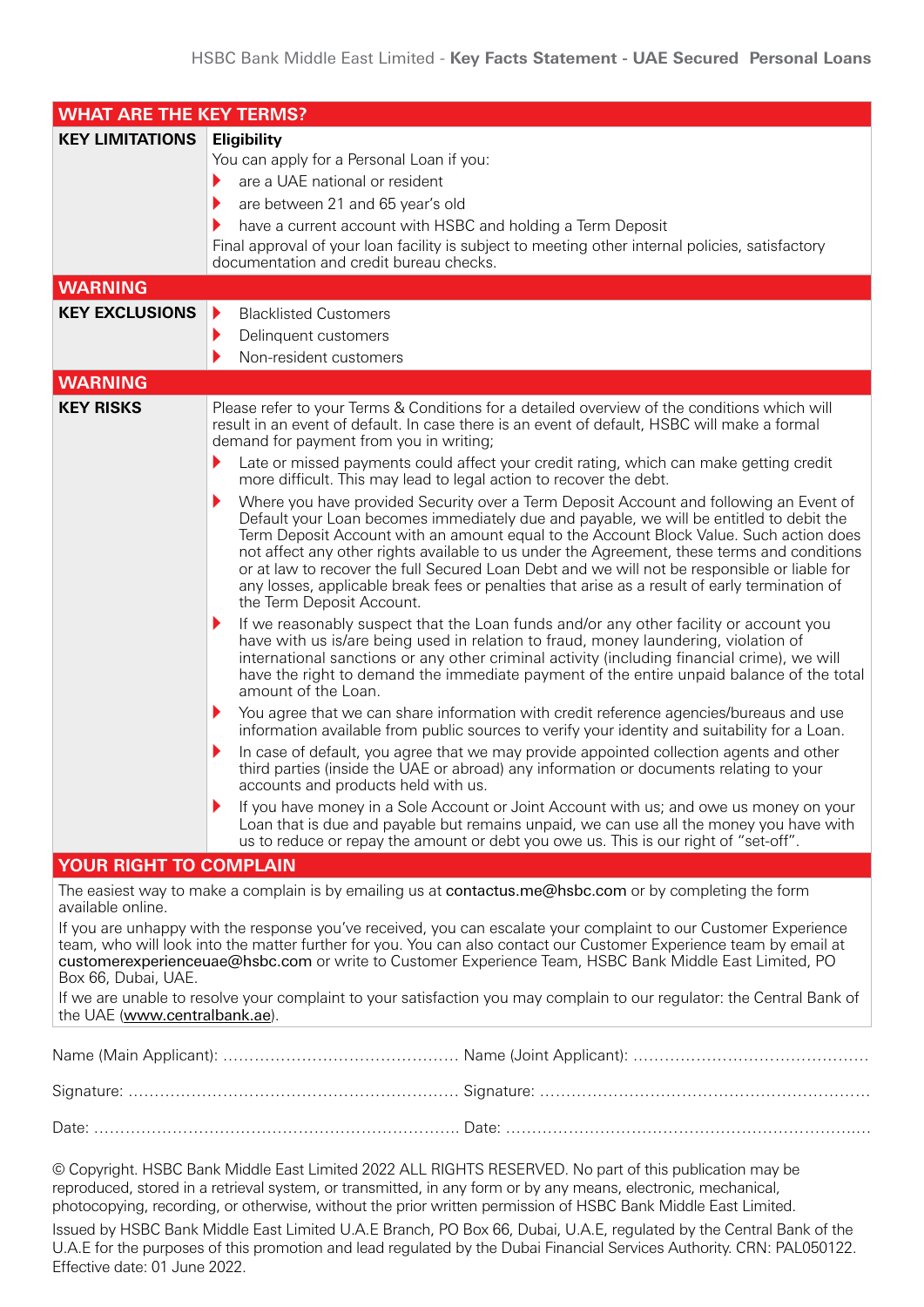## WHAT ARE THE KEY TERMS?

| | |
|---|---|
| **KEY LIMITATIONS** | **Eligibility**<br>You can apply for a Personal Loan if you:<br>- are a UAE national or resident<br>- are between 21 and 65 year's old<br>- have a current account with HSBC and holding a Term Deposit<br>Final approval of your loan facility is subject to meeting other internal policies, satisfactory documentation and credit bureau checks. |
| **WARNING** | |
| **KEY EXCLUSIONS** | - Blacklisted Customers<br>- Delinquent customers<br>- Non-resident customers |
| **WARNING** | |
| **KEY RISKS** | Please refer to your Terms & Conditions for a detailed overview of the conditions which will result in an event of default. In case there is an event of default, HSBC will make a formal demand for payment from you in writing;<br>- Late or missed payments could affect your credit rating, which can make getting credit more difficult. This may lead to legal action to recover the debt.<br>- Where you have provided Security over a Term Deposit Account and following an Event of Default your Loan becomes immediately due and payable, we will be entitled to debit the Term Deposit Account with an amount equal to the Account Block Value. Such action does not affect any other rights available to us under the Agreement, these terms and conditions or at law to recover the full Secured Loan Debt and we will not be responsible or liable for any losses, applicable break fees or penalties that arise as a result of early termination of the Term Deposit Account.<br>- If we reasonably suspect that the Loan funds and/or any other facility or account you have with us is/are being used in relation to fraud, money laundering, violation of international sanctions or any other criminal activity (including financial crime), we will have the right to demand the immediate payment of the entire unpaid balance of the total amount of the Loan.<br>- You agree that we can share information with credit reference agencies/bureaus and use information available from public sources to verify your identity and suitability for a Loan.<br>- In case of default, you agree that we may provide appointed collection agents and other third parties (inside the UAE or abroad) any information or documents relating to your accounts and products held with us.<br>- If you have money in a Sole Account or Joint Account with us; and owe us money on your Loan that is due and payable but remains unpaid, we can use all the money you have with us to reduce or repay the amount or debt you owe us. This is our right of "set-off". |

## YOUR RIGHT TO COMPLAIN

The easiest way to make a complain is by emailing us at contactus.me@hsbc.com or by completing the form available online.

If you are unhappy with the response you've received, you can escalate your complaint to our Customer Experience team, who will look into the matter further for you. You can also contact our Customer Experience team by email at customerexperienceuae@hsbc.com or write to Customer Experience Team, HSBC Bank Middle East Limited, PO Box 66, Dubai, UAE.

If we are unable to resolve your complaint to your satisfaction you may complain to our regulator: the Central Bank of the UAE (www.centralbank.ae).

Name (Main Applicant): ............................................ Name (Joint Applicant): ............................................

Signature: ............................................ Signature: ............................................

Date: ............................................ Date: ............................................

© Copyright. HSBC Bank Middle East Limited 2022 ALL RIGHTS RESERVED. No part of this publication may be reproduced, stored in a retrieval system, or transmitted, in any form or by any means, electronic, mechanical, photocopying, recording, or otherwise, without the prior written permission of HSBC Bank Middle East Limited.

Issued by HSBC Bank Middle East Limited U.A.E Branch, PO Box 66, Dubai, U.A.E, regulated by the Central Bank of the U.A.E for the purposes of this promotion and lead regulated by the Dubai Financial Services Authority. CRN: PAL050122. Effective date: 01 June 2022.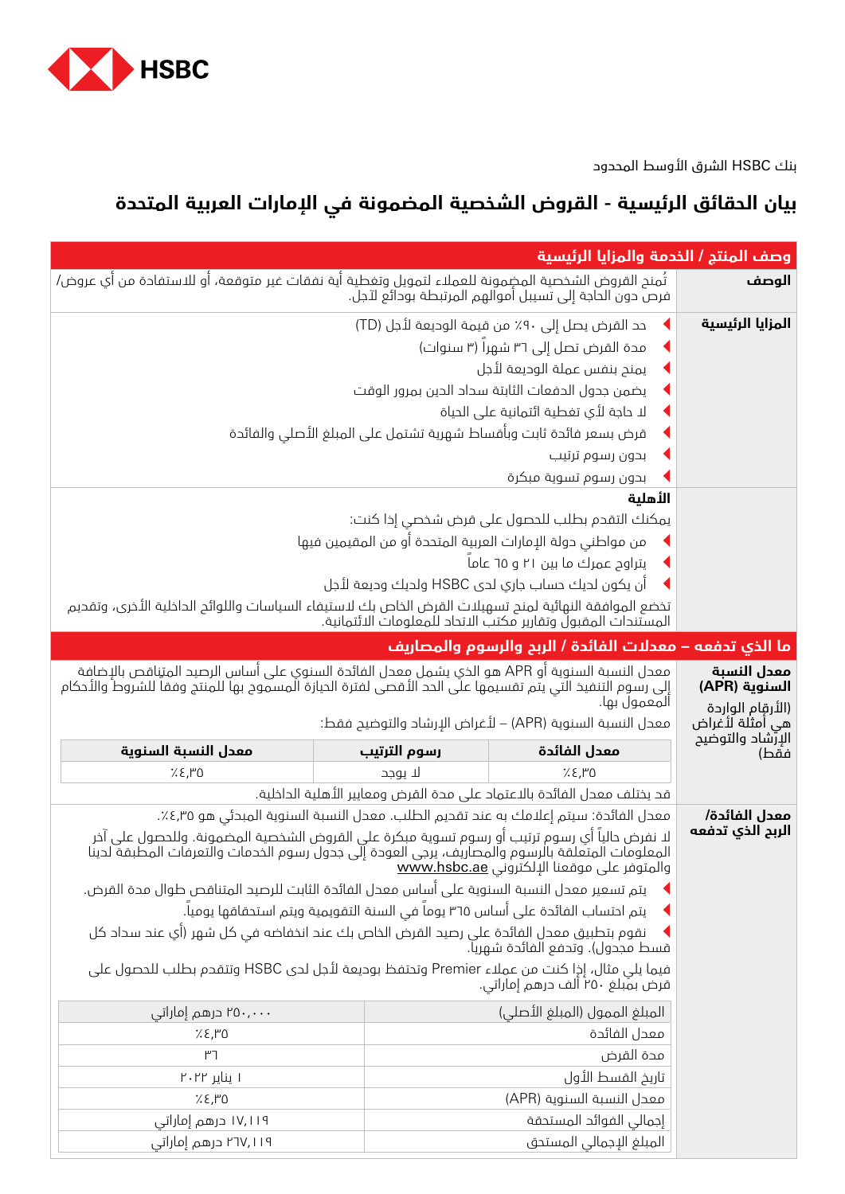HSBC

بنك HSBC الشرق الأوسط المحدود

# بيان الحقائق الرئيسية - القروض الشخصية المضمونة في الإمارات العربية المتحدة

## وصف المنتج / الخدمة والمزايا الرئيسية

**الوصف**

تُمنح القروض الشخصية المضمونة للعملاء لتمويل وتغطية أية نفقات غير متوقعة، أو للاستفادة من أي عروض/فرص دون الحاجة إلى تسييل أموالهم المرتبطة بودائع لآجل.

**المزايا الرئيسية**

- حد القرض يصل إلى ٩٠٪ من قيمة الوديعة لأجل (TD)
- مدة القرض تصل إلى ٣٦ شهراً (٣ سنوات)
- يمنح بنفس عملة الوديعة لأجل
- يضمن جدول الدفعات الثابتة سداد الدين بمرور الوقت
- لا حاجة لأي تغطية ائتمانية على الحياة
- قرض بسعر فائدة ثابت وبأقساط شهرية تشتمل على المبلغ الأصلي والفائدة
- بدون رسوم ترتيب
- بدون رسوم تسوية مبكرة

**الأهلية**

يمكنك التقدم بطلب للحصول على قرض شخصي إذا كنت:

- من مواطني دولة الإمارات العربية المتحدة أو من المقيمين فيها
- يتراوح عمرك ما بين ٢١ و ٦٥ عاماً
- أن يكون لديك حساب جاري لدى HSBC ولديك وديعة لأجل

تخضع الموافقة النهائية لمنح تسهيلات القرض الخاص بك لاستيفاء السياسات واللوائح الداخلية الأخرى، وتقديم المستندات المقبول وتقارير مكتب الاتحاد للمعلومات الائتمانية.

## ما الذي تدفعه – معدلات الفائدة / الربح والرسوم والمصاريف

**معدل النسبة السنوية (APR)** (الأرقام الواردة هي أمثلة لأغراض الإرشاد والتوضيح فقط)

معدل النسبة السنوية أو APR هو الذي يشمل معدل الفائدة السنوي على أساس الرصيد المتناقص بالإضافة إلى رسوم التنفيذ التي يتم تقسيمها على الحد الأقصى لفترة الحيازة المسموح بها للمنتج وفقا للشروط والأحكام المعمول بها.

معدل النسبة السنوية (APR) – لأغراض الإرشاد والتوضيح فقط:

| معدل الفائدة | رسوم الترتيب | معدل النسبة السنوية |
|---|---|---|
| ٤،٣٥٪ | لا يوجد | ٤،٣٥٪ |

قد يختلف معدل الفائدة بالاعتماد على مدة القرض ومعايير الأهلية الداخلية.

**معدل الفائدة/ الربح الذي تدفعه**

معدل الفائدة: سيتم إعلامك به عند تقديم الطلب. معدل النسبة السنوية المبدئي هو ٤،٣٥٪.

لا نفرض حالياً أي رسوم ترتيب أو رسوم تسوية مبكرة على القروض الشخصية المضمونة. وللحصول على آخر المعلومات المتعلقة بالرسوم والمصاريف، يرجى العودة إلى جدول رسوم الخدمات والتعرفات المطبقة لدينا والمتوفر على موقعنا الإلكتروني www.hsbc.ae

- يتم تسعير معدل النسبة السنوية على أساس معدل الفائدة الثابت للرصيد المتناقص طوال مدة القرض.
- يتم احتساب الفائدة على أساس ٣٦٥ يوماً في السنة التقويمية ويتم استحقاقها يومياً.
- نقوم بتطبيق معدل الفائدة على رصيد القرض الخاص بك عند انخفاضه في كل شهر (أي عند سداد كل قسط مجدول). وتدفع الفائدة شهرياً.

فيما يلي مثال، إذا كنت من عملاء Premier وتحتفظ بوديعة لأجل لدى HSBC وتتقدم بطلب للحصول على قرض بمبلغ ٢٥٠ ألف درهم إماراتي.

| | |
|---|---|
| المبلغ الممول (المبلغ الأصلي) | ٢٥٠،٠٠٠ درهم إماراتي |
| معدل الفائدة | ٤،٣٥٪ |
| مدة القرض | ٣٦ |
| تاريخ القسط الأول | ١ يناير ٢٠٢٢ |
| معدل النسبة السنوية (APR) | ٤،٣٥٪ |
| إجمالي الفوائد المستحقة | ١٧،١١٩ درهم إماراتي |
| المبلغ الإجمالي المستحق | ٢٦٧،١١٩ درهم إماراتي |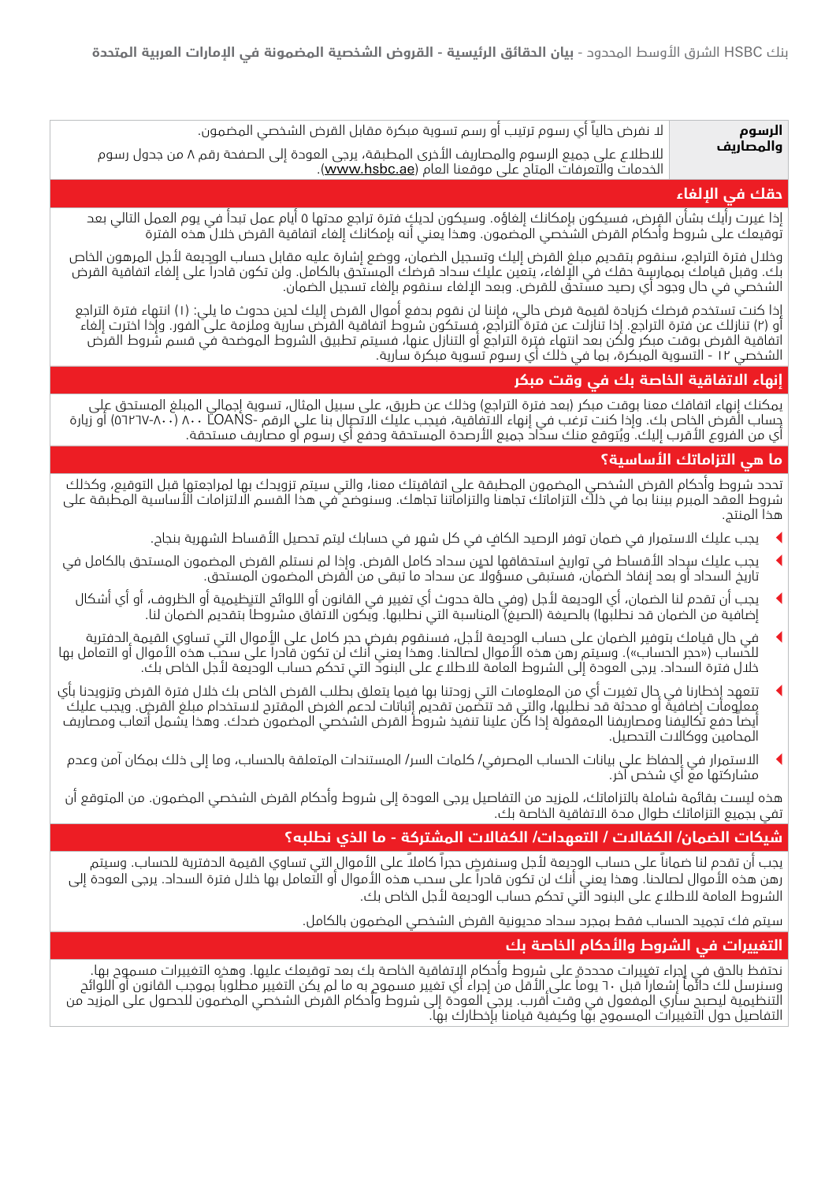| **الرسوم والمصاريف** | لا نفرض حالياً أي رسوم ترتيب أو رسم تسوية مبكرة مقابل القرض الشخصي المضمون.<br>للاطلاع على جميع الرسوم والمصاريف الأخرى المطبقة، يرجى العودة إلى الصفحة رقم ٨ من جدول رسوم الخدمات والتعرفات المتاح على موقعنا العام (www.hsbc.ae). |
|---|---|

## حقك في الإلغاء

إذا غيرت رأيك بشأن القرض، فسيكون بإمكانك إلغاؤه. وسيكون لديك فترة تراجع مدتها ٥ أيام عمل تبدأ في يوم العمل التالي بعد توقيعك على شروط وأحكام القرض الشخصي المضمون. وهذا يعني أنه بإمكانك إلغاء اتفاقية القرض خلال هذه الفترة

وخلال فترة التراجع، سنقوم بتقديم مبلغ القرض إليك وتسجيل الضمان، ووضع إشارة عليه مقابل حساب الوديعة لأجل المرهون الخاص بك. وقبل قيامك بممارسة حقك في الإلغاء، يتعين عليك سداد قرضك المستحق بالكامل. ولن تكون قادراً على إلغاء اتفاقية القرض الشخصي في حال وجود أي رصيد مستحق للقرض. وبعد الإلغاء سنقوم بإلغاء تسجيل الضمان.

إذا كنت تستخدم قرضك كزيادة لقيمة قرض حالي، فإننا لن نقوم بدفع أموال القرض إليك لحين حدوث ما يلي: (١) انتهاء فترة التراجع أو (٢) تنازلك عن فترة التراجع. إذا تنازلت عن فترة التراجع، فستكون شروط اتفاقية القرض سارية وملزمة على الفور. وإذا اخترت إلغاء اتفاقية القرض بوقت مبكر ولكن بعد انتهاء فترة التراجع أو التنازل عنها، فسيتم تطبيق الشروط الموضحة في قسم شروط القرض الشخصي ١٢ - التسوية المبكرة، بما في ذلك أي رسوم تسوية مبكرة سارية.

## إنهاء الاتفاقية الخاصة بك في وقت مبكر

يمكنك إنهاء اتفاقك معنا بوقت مبكر (بعد فترة التراجع) وذلك عن طريق، على سبيل المثال، تسوية إجمالي المبلغ المستحق على حساب القرض الخاص بك. وإذا كنت ترغب في إنهاء الاتفاقية، فيجب عليك الاتصال بنا على الرقم LOANS-٨٠٠ (٨٠٠-٥٦٢٦٧) أو زيارة أي من الفروع الأقرب إليك. ويُتوقع منك سداد جميع الأرصدة المستحقة ودفع أي رسوم أو مصاريف مستحقة.

## ما هي التزاماتك الأساسية؟

تحدد شروط وأحكام القرض الشخصي المضمون المطبقة على اتفاقيتك معنا، والتي سيتم تزويدك بها لمراجعتها قبل التوقيع، وكذلك شروط العقد المبرم بيننا بما في ذلك التزاماتك تجاهنا والتزاماتنا تجاهك. وسنوضح في هذا القسم الالتزامات الأساسية المطبقة على هذا المنتج.

- يجب عليك الاستمرار في ضمان توفر الرصيد الكافي في كل شهر في حسابك ليتم تحصيل الأقساط الشهرية بنجاح.
- يجب عليك سداد الأقساط في تواريخ استحقاقها لحين سداد كامل القرض. وإذا لم نستلم القرض المضمون المستحق بالكامل في تاريخ السداد أو بعد إنفاذ الضمان، فستبقى مسؤولاً عن سداد ما تبقى من القرض المضمون المستحق.
- يجب أن تقدم لنا الضمان، أي الوديعة لأجل (وفي حالة حدوث أي تغيير في القانون أو اللوائح التنظيمية أو الظروف، أو أي أشكال إضافية من الضمان قد نطلبها) بالصيغة (الصيغ) المناسبة التي نطلبها. ويكون الاتفاق مشروطاً بتقديم الضمان لنا.
- في حال قيامك بتوفير الضمان على حساب الوديعة لأجل، فسنقوم بفرض حجر كامل على الأموال التي تساوي القيمة الدفترية للحساب («حجر الحساب»). وسيتم رهن هذه الأموال لصالحنا. وهذا يعني أنك لن تكون قادراً على سحب هذه الأموال أو التعامل بها خلال فترة السداد. يرجى العودة إلى الشروط العامة للاطلاع على البنود التي تحكم حساب الوديعة لأجل الخاص بك.
- تتعهد إخطارنا في حال تغيرت أي من المعلومات التي زودتنا بها فيما يتعلق بطلب القرض الخاص بك خلال فترة القرض وتزويدنا بأي معلومات إضافية أو محدثة قد نطلبها، والتي قد تتضمن تقديم إثباتات لدعم الغرض المقترح لاستخدام مبلغ القرض. ويجب عليك أيضاً دفع تكاليفنا ومصاريفنا المعقولة إذا كان علينا تنفيذ شروط القرض الشخصي المضمون ضدك. وهذا يشمل أتعاب ومصاريف المحامين ووكالات التحصيل.
- الاستمرار في الحفاظ على بيانات الحساب المصرفي/ كلمات السر/ المستندات المتعلقة بالحساب، وما إلى ذلك بمكان آمن وعدم مشاركتها مع أي شخص آخر.

هذه ليست بقائمة شاملة بالتزاماتك، للمزيد من التفاصيل يرجى العودة إلى شروط وأحكام القرض الشخصي المضمون. من المتوقع أن تفي بجميع التزاماتك طوال مدة الاتفاقية الخاصة بك.

## شيكات الضمان/ الكفالات / التعهدات/ الكفالات المشتركة - ما الذي نطلبه؟

يجب أن تقدم لنا ضماناً على حساب الوديعة لأجل وسنفرض حجراً كاملاً على الأموال التي تساوي القيمة الدفترية للحساب. وسيتم رهن هذه الأموال لصالحنا. وهذا يعني أنك لن تكون قادراً على سحب هذه الأموال أو التعامل بها خلال فترة السداد. يرجى العودة إلى الشروط العامة للاطلاع على البنود التي تحكم حساب الوديعة لأجل الخاص بك.

سيتم فك تجميد الحساب فقط بمجرد سداد مديونية القرض الشخصي المضمون بالكامل.

## التغييرات في الشروط والأحكام الخاصة بك

نحتفظ بالحق في إجراء تغييرات محددة على شروط وأحكام الاتفاقية الخاصة بك بعد توقيعك عليها. وهذه التغييرات مسموح بها. وسنرسل لك دائماً إشعاراً قبل ٦٠ يوماً على الأقل من إجراء أي تغيير مسموح به ما لم يكن التغيير مطلوباً بموجب القانون أو اللوائح التنظيمية ليصبح سارٍ المفعول في وقت أقرب. يرجى العودة إلى شروط وأحكام القرض الشخصي المضمون للحصول على المزيد من التفاصيل حول التغييرات المسموح بها وكيفية قيامنا بإخطارك بها.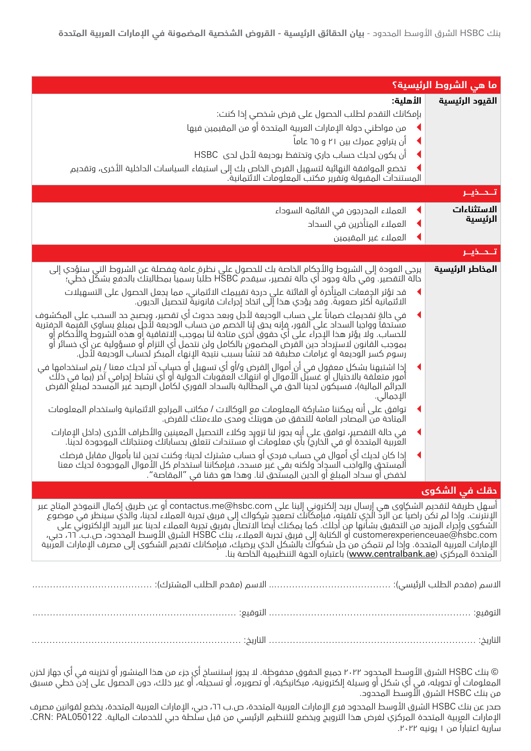## ما هي الشروط الرئيسية؟

| | |
|---|---|
| **القيود الرئيسية** | **الأهلية:**<br>بإمكانك التقدم لطلب الحصول على قرض شخصي إذا كنت:<br>- من مواطني دولة الإمارات العربية المتحدة أو من المقيمين فيها<br>- أن يتراوح عمرك بين ٢١ و ٦٥ عاماً<br>- أن يكون لديك حساب جاري وتحتفظ بوديعة لأجل لدى HSBC<br>- تخضع الموافقة النهائية لتسهيل القرض الخاص بك إلى استيفاء السياسات الداخلية الأخرى، وتقديم المستندات المقبولة وتقرير مكتب المعلومات الائتمانية. |

**تـحـذيـر**

| | |
|---|---|
| **الاستثناءات الرئيسية** | - العملاء المدرجون في القائمة السوداء<br>- العملاء المتأخرين في السداد<br>- العملاء غير المقيمين |

**تـحـذيـر**

| | |
|---|---|
| **المخاطر الرئيسية** | يرجى العودة إلى الشروط والأحكام الخاصة بك للحصول على نظرة عامة مفصلة عن الشروط التي ستؤدي إلى حالة التقصير. وفي حالة وجود أي حالة تقصير، سيقدم HSBC طلباً رسمياً بمطالبتك بالدفع بشكل خطي؛<br>- قد تؤثر الدفعات المتأخرة أو الفائتة على درجة تقييمك الائتماني، مما يجعل الحصول على التسهيلات الائتمانية أكثر صعوبة. وقد يؤدي هذا إلى اتخاذ إجراءات قانونية لتحصيل الديون.<br>- في حالة تقديمك ضماناً على حساب الوديعة لأجل وبعد حدوث أي تقصير، ويصبح حد السحب على المكشوف مستحقاً وواجبا السداد على الفور، فإنه يحق لنا الخصم من حساب الوديعة لأجل بمبلغ يساوي القيمة الدفترية للحساب. ولا يؤثر هذا الإجراء على أي حقوق أخرى متاحة لنا بموجب الاتفاقية أو هذه الشروط والأحكام أو بموجب القانون لاسترداد دين القرض المضمون بالكامل ولن نتحمل أي التزام أو مسؤولية عن أي خسائر أو رسوم كسر الوديعة أو غرامات مطبقة قد تنشأ بسبب نتيجة الإنهاء المبكر لحساب الوديعة لأجل.<br>- إذا اشتبهنا بشكل معقول في أن أموال القرض و/أو أي تسهيل أو حساب آخر لديك معنا / يتم استخدامها في أمور متعلقة بالاحتيال أو غسيل الأموال أو انتهاك العقوبات الدولية أو أي نشاط إجرامي آخر (بما في ذلك الجرائم المالية)، فسيكون لدينا الحق في المطالبة بالسداد الفوري لكامل الرصيد غير المسدد لمبلغ القرض الإجمالي.<br>- توافق على أنه يمكننا مشاركة المعلومات مع الوكالات / مكاتب المراجع الائتمانية واستخدام المعلومات المتاحة من المصادر العامة للتحقق من هويتك ومدى ملاءمتك للقرض.<br>- في حالة التقصير، توافق على أنه يجوز لنا تزويد وكلاء التحصيل المعينين والأطراف الأخرى (داخل الإمارات العربية المتحدة أو في الخارج) بأي معلومات أو مستندات تتعلق بحساباتك ومنتجاتك الموجودة لدينا.<br>- إذا كان لديك أي أموال في حساب فردي أو حساب مشترك لدينا؛ وكنت تدين لنا بأموال مقابل قرضك المستحق والواجب السداد ولكنه بقي غير مسدد، فبإمكاننا استخدام كل الأموال الموجودة لديك معنا لخفض أو سداد المبلغ أو الدين المستحق لنا. وهذا هو حقنا في "المقاصة". |

## حقك في الشكوى

أسهل طريقة لتقديم الشكاوى هي إرسال بريد إلكتروني إلينا على contactus.me@hsbc.com أو عن طريق إكمال النموذج المتاح عبر الإنترنت. وإذا لم تكن راضيا عن الرد الذي تلقيته، فبإمكانك تصعيد شكواك إلى فريق تجربة العملاء لدينا، والذي سينظر في موضوع الشكوى وإجراء المزيد من التحقيق بشأنها من أجلك. كما يمكنك أيضاً الاتصال بفريق تجربة العملاء لدينا عبر البريد الإلكتروني على customerexperienceuae@hsbc.com أو الكتابة إلى فريق تجربة العملاء، بنك HSBC الشرق الأوسط المحدود، ص.ب. ٦٦، دبي، الإمارات العربية المتحدة. وإذا لم نتمكن من حل شكواك بالشكل الذي يرضيك، فبإمكانك تقديم الشكوى إلى مصرف الإمارات العربية المتحدة المركزي (www.centralbank.ae) باعتباره الجهة التنظيمية الخاصة بنا.

الاسم (مقدم الطلب الرئيسي): ........................................ الاسم (مقدم الطلب المشترك): ........................................

التوقيع: ........................................ التوقيع: ........................................

التاريخ: ........................................ التاريخ: ........................................

© بنك HSBC الشرق الأوسط المحدود ٢٠٢٢ جميع الحقوق محفوظة. لا يجوز إستنساخ أي جزء من هذا المنشور أو تخزينه في أي جهاز لخزن المعلومات أو تحويله، في أي شكل أو وسيلة إلكترونية، ميكانيكية، أو تصويره، أو تسجيله، أو غير ذلك، دون الحصول على إذن خطي مسبق من بنك HSBC الشرق الأوسط المحدود.

صدر عن بنك HSBC الشرق الأوسط المحدود فرع الإمارات العربية المتحدة، ص.ب ٦٦، دبي، الإمارات العربية المتحدة، يخضع لقوانين مصرف الإمارات العربية المتحدة المركزي لغرض هذا الترويج ويخضع للتنظيم الرئيسي من قبل سلطة دبي للخدمات المالية. CRN: PAL050122.
سارية اعتبارا من ١ يونيه ٢٠٢٢.